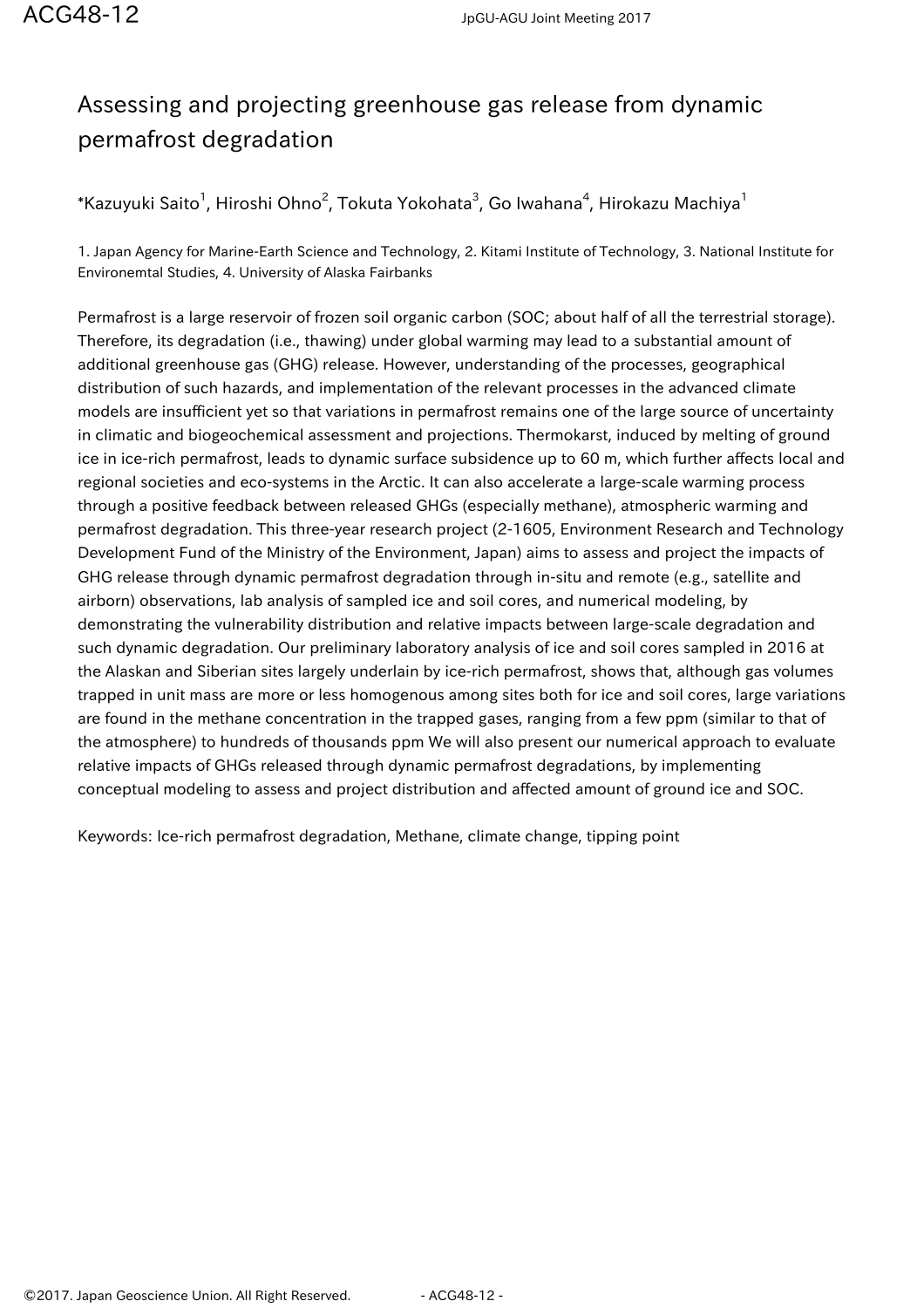# Assessing and projecting greenhouse gas release from dynamic permafrost degradation

*Kazuyuki Saito[1], Hiroshi Ohno[2], Tokuta Yokohata[3], Go Iwahana[4], Hirokazu Machiya[1]

1. Japan Agency for Marine-Earth Science and Technology, 2. Kitami Institute of Technology, 3. National Institute for Environemtal Studies, 4. University of Alaska Fairbanks

Permafrost is a large reservoir of frozen soil organic carbon (SOC; about half of all the terrestrial storage). Therefore, its degradation (i.e., thawing) under global warming may lead to a substantial amount of additional greenhouse gas (GHG) release. However, understanding of the processes, geographical distribution of such hazards, and implementation of the relevant processes in the advanced climate models are insufficient yet so that variations in permafrost remains one of the large source of uncertainty in climatic and biogeochemical assessment and projections. Thermokarst, induced by melting of ground ice in ice-rich permafrost, leads to dynamic surface subsidence up to 60 m, which further affects local and regional societies and eco-systems in the Arctic. It can also accelerate a large-scale warming process through a positive feedback between released GHGs (especially methane), atmospheric warming and permafrost degradation. This three-year research project (2-1605, Environment Research and Technology Development Fund of the Ministry of the Environment, Japan) aims to assess and project the impacts of GHG release through dynamic permafrost degradation through in-situ and remote (e.g., satellite and airborn) observations, lab analysis of sampled ice and soil cores, and numerical modeling, by demonstrating the vulnerability distribution and relative impacts between large-scale degradation and such dynamic degradation. Our preliminary laboratory analysis of ice and soil cores sampled in 2016 at the Alaskan and Siberian sites largely underlain by ice-rich permafrost, shows that, although gas volumes trapped in unit mass are more or less homogenous among sites both for ice and soil cores, large variations are found in the methane concentration in the trapped gases, ranging from a few ppm (similar to that of the atmosphere) to hundreds of thousands ppm We will also present our numerical approach to evaluate relative impacts of GHGs released through dynamic permafrost degradations, by implementing conceptual modeling to assess and project distribution and affected amount of ground ice and SOC.

Keywords: Ice-rich permafrost degradation, Methane, climate change, tipping point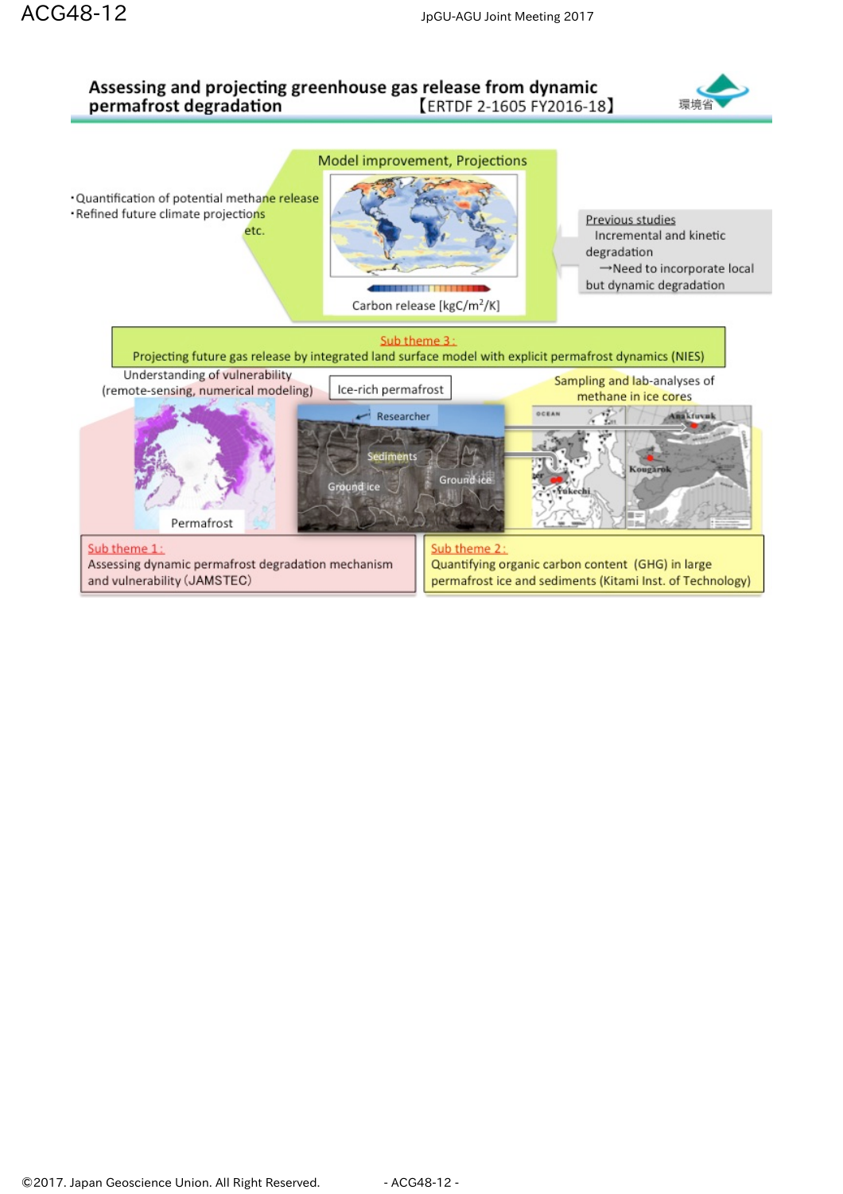# Assessing and projecting greenhouse gas release from dynamic permafrost degradation

【ERTDF 2-1605 FY2016-18】

環境省

Model improvement, Projections

・Quantification of potential methane release
・Refined future climate projections
etc.

Carbon release [kgC/m$^2$/K]

Previous studies
Incremental and kinetic degradation
→Need to incorporate local but dynamic degradation

Sub theme 3 :
Projecting future gas release by integrated land surface model with explicit permafrost dynamics (NIES)

Understanding of vulnerability (remote-sensing, numerical modeling)

Ice-rich permafrost

Sampling and lab-analyses of methane in ice cores

Permafrost

Researcher

Sediments

Ground ice

Ground ice

Anaktuvuk

Kougarok

Yukechi

Sub theme 1 :
Assessing dynamic permafrost degradation mechanism and vulnerability (JAMSTEC)

Sub theme 2 :
Quantifying organic carbon content (GHG) in large permafrost ice and sediments (Kitami Inst. of Technology)